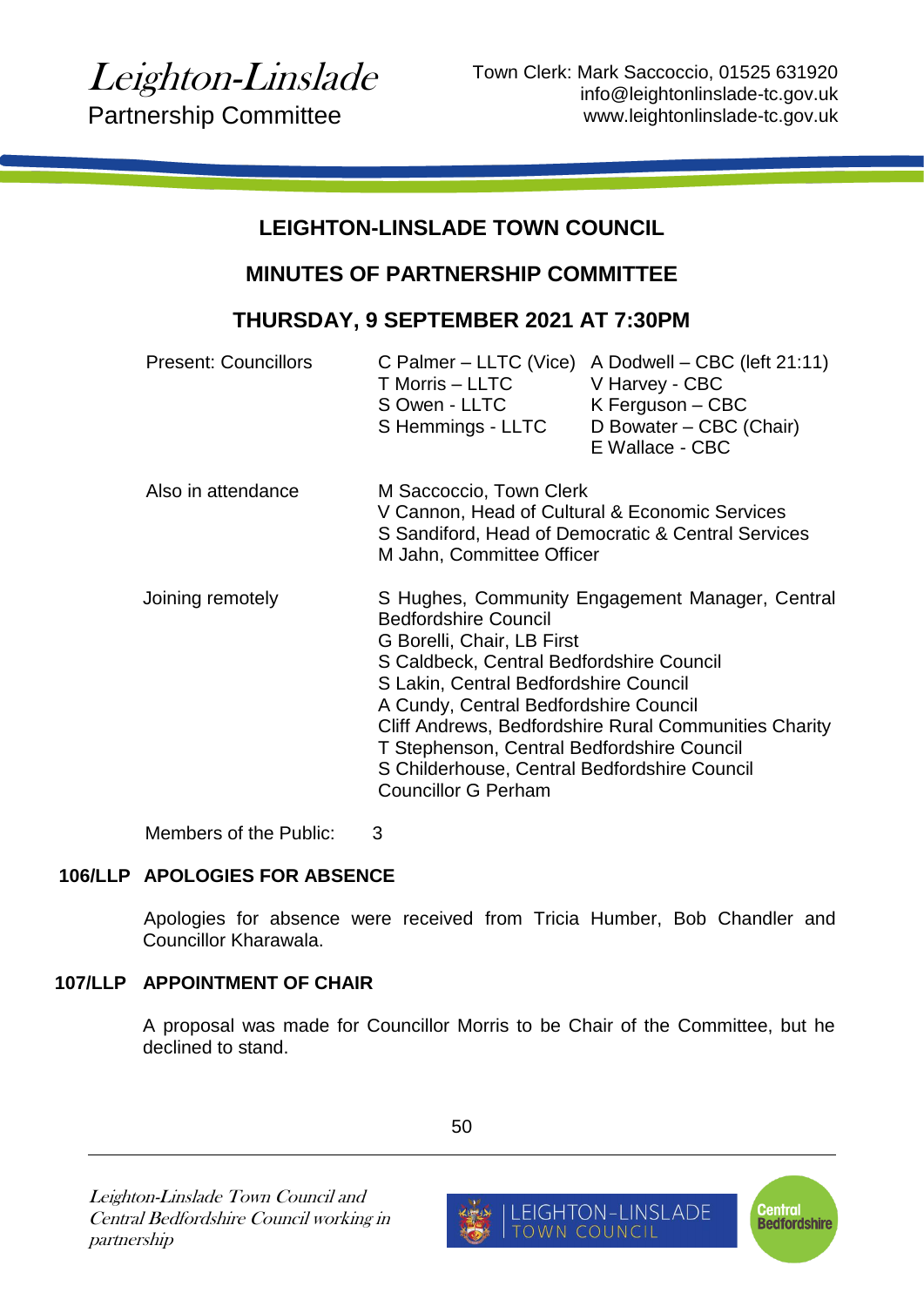*Leighton-Linslade*
Partnership Committee

Town Clerk: Mark Saccoccio, 01525 631920
info@leightonlinslade-tc.gov.uk
www.leightonlinslade-tc.gov.uk

## LEIGHTON-LINSLADE TOWN COUNCIL

## MINUTES OF PARTNERSHIP COMMITTEE

## THURSDAY, 9 SEPTEMBER 2021 AT 7:30PM

| | | |
|---|---|---|
| Present: Councillors | C Palmer – LLTC (Vice) | A Dodwell – CBC (left 21:11) |
| | T Morris – LLTC | V Harvey - CBC |
| | S Owen - LLTC | K Ferguson – CBC |
| | S Hemmings - LLTC | D Bowater – CBC (Chair) |
| | | E Wallace - CBC |

Also in attendance
M Saccoccio, Town Clerk
V Cannon, Head of Cultural & Economic Services
S Sandiford, Head of Democratic & Central Services
M Jahn, Committee Officer

Joining remotely
S Hughes, Community Engagement Manager, Central Bedfordshire Council
G Borelli, Chair, LB First
S Caldbeck, Central Bedfordshire Council
S Lakin, Central Bedfordshire Council
A Cundy, Central Bedfordshire Council
Cliff Andrews, Bedfordshire Rural Communities Charity
T Stephenson, Central Bedfordshire Council
S Childerhouse, Central Bedfordshire Council
Councillor G Perham

Members of the Public: 3

### 106/LLP APOLOGIES FOR ABSENCE

Apologies for absence were received from Tricia Humber, Bob Chandler and Councillor Kharawala.

### 107/LLP APPOINTMENT OF CHAIR

A proposal was made for Councillor Morris to be Chair of the Committee, but he declined to stand.

*Leighton-Linslade Town Council and Central Bedfordshire Council working in partnership*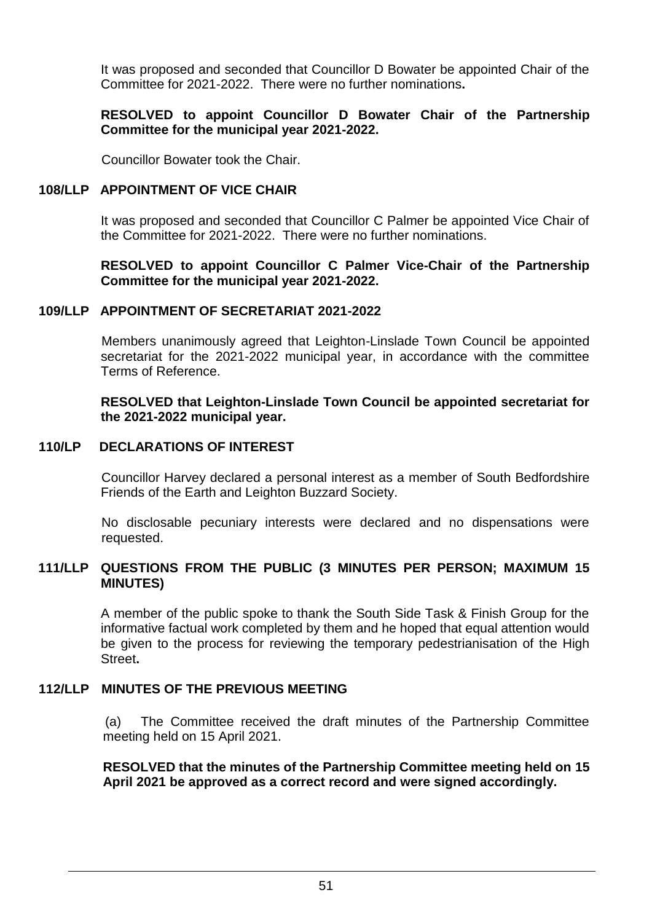It was proposed and seconded that Councillor D Bowater be appointed Chair of the Committee for 2021-2022. There were no further nominations**.**

**RESOLVED to appoint Councillor D Bowater Chair of the Partnership Committee for the municipal year 2021-2022.**

Councillor Bowater took the Chair.

## 108/LLP APPOINTMENT OF VICE CHAIR

It was proposed and seconded that Councillor C Palmer be appointed Vice Chair of the Committee for 2021-2022. There were no further nominations.

**RESOLVED to appoint Councillor C Palmer Vice-Chair of the Partnership Committee for the municipal year 2021-2022.**

## 109/LLP APPOINTMENT OF SECRETARIAT 2021-2022

Members unanimously agreed that Leighton-Linslade Town Council be appointed secretariat for the 2021-2022 municipal year, in accordance with the committee Terms of Reference.

**RESOLVED that Leighton-Linslade Town Council be appointed secretariat for the 2021-2022 municipal year.**

## 110/LP DECLARATIONS OF INTEREST

Councillor Harvey declared a personal interest as a member of South Bedfordshire Friends of the Earth and Leighton Buzzard Society.

No disclosable pecuniary interests were declared and no dispensations were requested.

## 111/LLP QUESTIONS FROM THE PUBLIC (3 MINUTES PER PERSON; MAXIMUM 15 MINUTES)

A member of the public spoke to thank the South Side Task & Finish Group for the informative factual work completed by them and he hoped that equal attention would be given to the process for reviewing the temporary pedestrianisation of the High Street**.**

## 112/LLP MINUTES OF THE PREVIOUS MEETING

(a) The Committee received the draft minutes of the Partnership Committee meeting held on 15 April 2021.

**RESOLVED that the minutes of the Partnership Committee meeting held on 15 April 2021 be approved as a correct record and were signed accordingly.**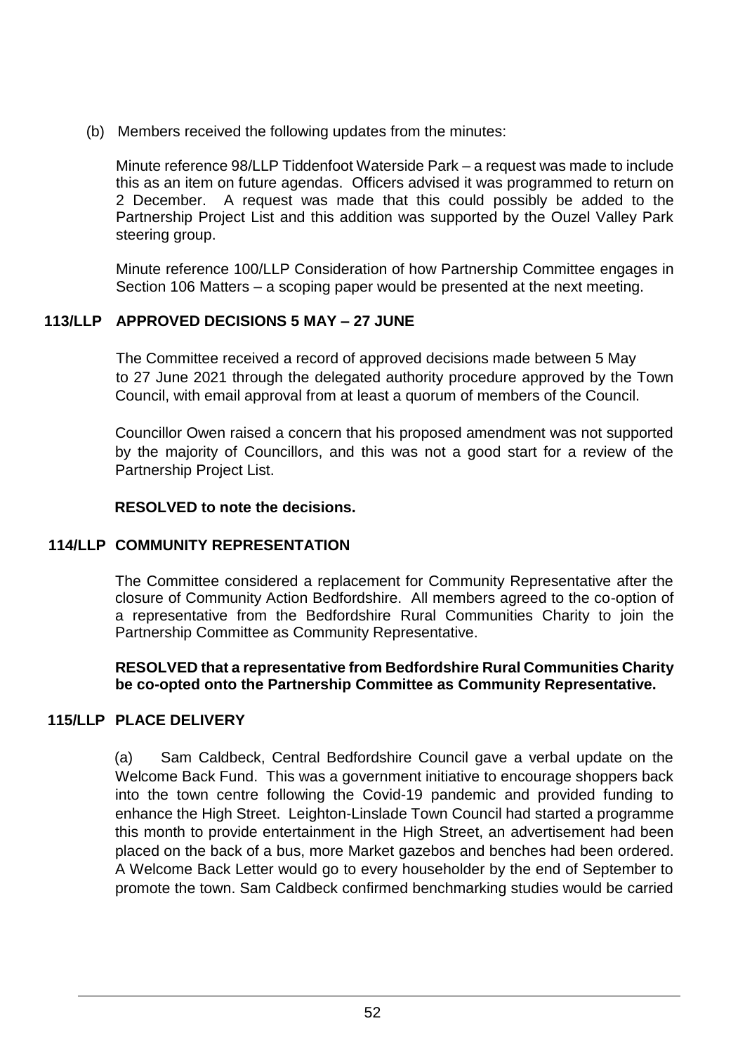(b) Members received the following updates from the minutes:

Minute reference 98/LLP Tiddenfoot Waterside Park – a request was made to include this as an item on future agendas. Officers advised it was programmed to return on 2 December. A request was made that this could possibly be added to the Partnership Project List and this addition was supported by the Ouzel Valley Park steering group.

Minute reference 100/LLP Consideration of how Partnership Committee engages in Section 106 Matters – a scoping paper would be presented at the next meeting.

## 113/LLP APPROVED DECISIONS 5 MAY – 27 JUNE

The Committee received a record of approved decisions made between 5 May to 27 June 2021 through the delegated authority procedure approved by the Town Council, with email approval from at least a quorum of members of the Council.

Councillor Owen raised a concern that his proposed amendment was not supported by the majority of Councillors, and this was not a good start for a review of the Partnership Project List.

**RESOLVED to note the decisions.**

## 114/LLP COMMUNITY REPRESENTATION

The Committee considered a replacement for Community Representative after the closure of Community Action Bedfordshire. All members agreed to the co-option of a representative from the Bedfordshire Rural Communities Charity to join the Partnership Committee as Community Representative.

**RESOLVED that a representative from Bedfordshire Rural Communities Charity be co-opted onto the Partnership Committee as Community Representative.**

## 115/LLP PLACE DELIVERY

(a) Sam Caldbeck, Central Bedfordshire Council gave a verbal update on the Welcome Back Fund. This was a government initiative to encourage shoppers back into the town centre following the Covid-19 pandemic and provided funding to enhance the High Street. Leighton-Linslade Town Council had started a programme this month to provide entertainment in the High Street, an advertisement had been placed on the back of a bus, more Market gazebos and benches had been ordered. A Welcome Back Letter would go to every householder by the end of September to promote the town. Sam Caldbeck confirmed benchmarking studies would be carried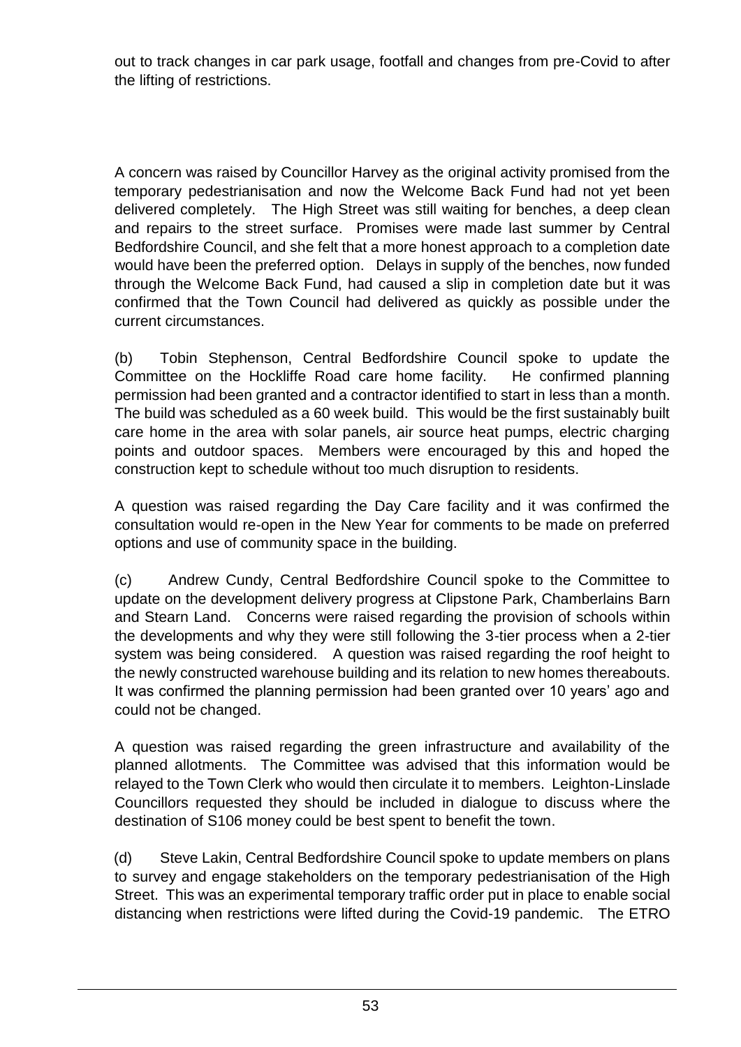out to track changes in car park usage, footfall and changes from pre-Covid to after the lifting of restrictions.

A concern was raised by Councillor Harvey as the original activity promised from the temporary pedestrianisation and now the Welcome Back Fund had not yet been delivered completely. The High Street was still waiting for benches, a deep clean and repairs to the street surface. Promises were made last summer by Central Bedfordshire Council, and she felt that a more honest approach to a completion date would have been the preferred option. Delays in supply of the benches, now funded through the Welcome Back Fund, had caused a slip in completion date but it was confirmed that the Town Council had delivered as quickly as possible under the current circumstances.

(b) Tobin Stephenson, Central Bedfordshire Council spoke to update the Committee on the Hockliffe Road care home facility. He confirmed planning permission had been granted and a contractor identified to start in less than a month. The build was scheduled as a 60 week build. This would be the first sustainably built care home in the area with solar panels, air source heat pumps, electric charging points and outdoor spaces. Members were encouraged by this and hoped the construction kept to schedule without too much disruption to residents.

A question was raised regarding the Day Care facility and it was confirmed the consultation would re-open in the New Year for comments to be made on preferred options and use of community space in the building.

(c) Andrew Cundy, Central Bedfordshire Council spoke to the Committee to update on the development delivery progress at Clipstone Park, Chamberlains Barn and Stearn Land. Concerns were raised regarding the provision of schools within the developments and why they were still following the 3-tier process when a 2-tier system was being considered. A question was raised regarding the roof height to the newly constructed warehouse building and its relation to new homes thereabouts. It was confirmed the planning permission had been granted over 10 years' ago and could not be changed.

A question was raised regarding the green infrastructure and availability of the planned allotments. The Committee was advised that this information would be relayed to the Town Clerk who would then circulate it to members. Leighton-Linslade Councillors requested they should be included in dialogue to discuss where the destination of S106 money could be best spent to benefit the town.

(d) Steve Lakin, Central Bedfordshire Council spoke to update members on plans to survey and engage stakeholders on the temporary pedestrianisation of the High Street. This was an experimental temporary traffic order put in place to enable social distancing when restrictions were lifted during the Covid-19 pandemic. The ETRO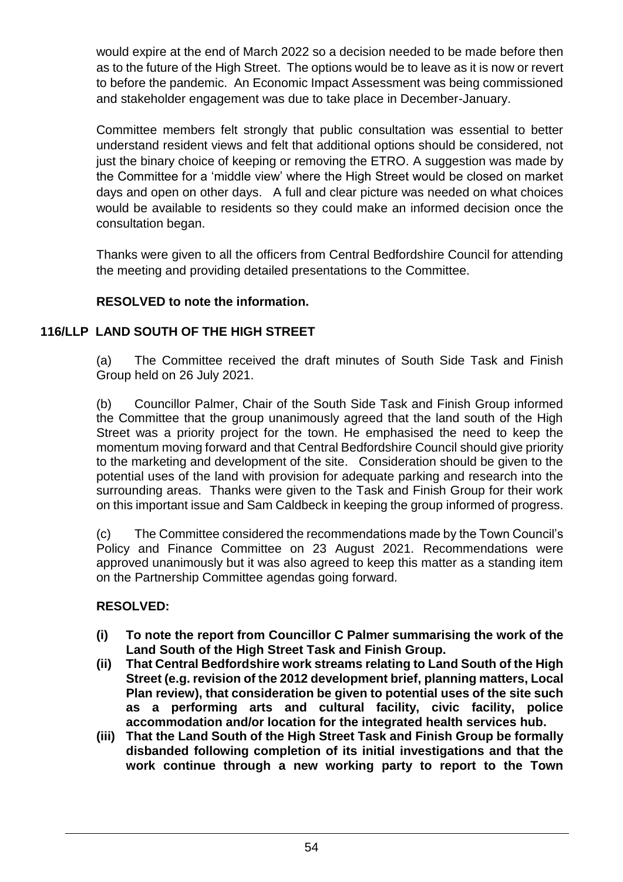would expire at the end of March 2022 so a decision needed to be made before then as to the future of the High Street. The options would be to leave as it is now or revert to before the pandemic. An Economic Impact Assessment was being commissioned and stakeholder engagement was due to take place in December-January.

Committee members felt strongly that public consultation was essential to better understand resident views and felt that additional options should be considered, not just the binary choice of keeping or removing the ETRO. A suggestion was made by the Committee for a 'middle view' where the High Street would be closed on market days and open on other days. A full and clear picture was needed on what choices would be available to residents so they could make an informed decision once the consultation began.

Thanks were given to all the officers from Central Bedfordshire Council for attending the meeting and providing detailed presentations to the Committee.

**RESOLVED to note the information.**

## 116/LLP LAND SOUTH OF THE HIGH STREET

(a) The Committee received the draft minutes of South Side Task and Finish Group held on 26 July 2021.

(b) Councillor Palmer, Chair of the South Side Task and Finish Group informed the Committee that the group unanimously agreed that the land south of the High Street was a priority project for the town. He emphasised the need to keep the momentum moving forward and that Central Bedfordshire Council should give priority to the marketing and development of the site. Consideration should be given to the potential uses of the land with provision for adequate parking and research into the surrounding areas. Thanks were given to the Task and Finish Group for their work on this important issue and Sam Caldbeck in keeping the group informed of progress.

(c) The Committee considered the recommendations made by the Town Council's Policy and Finance Committee on 23 August 2021. Recommendations were approved unanimously but it was also agreed to keep this matter as a standing item on the Partnership Committee agendas going forward.

**RESOLVED:**

- **(i) To note the report from Councillor C Palmer summarising the work of the Land South of the High Street Task and Finish Group.**
- **(ii) That Central Bedfordshire work streams relating to Land South of the High Street (e.g. revision of the 2012 development brief, planning matters, Local Plan review), that consideration be given to potential uses of the site such as a performing arts and cultural facility, civic facility, police accommodation and/or location for the integrated health services hub.**
- **(iii) That the Land South of the High Street Task and Finish Group be formally disbanded following completion of its initial investigations and that the work continue through a new working party to report to the Town**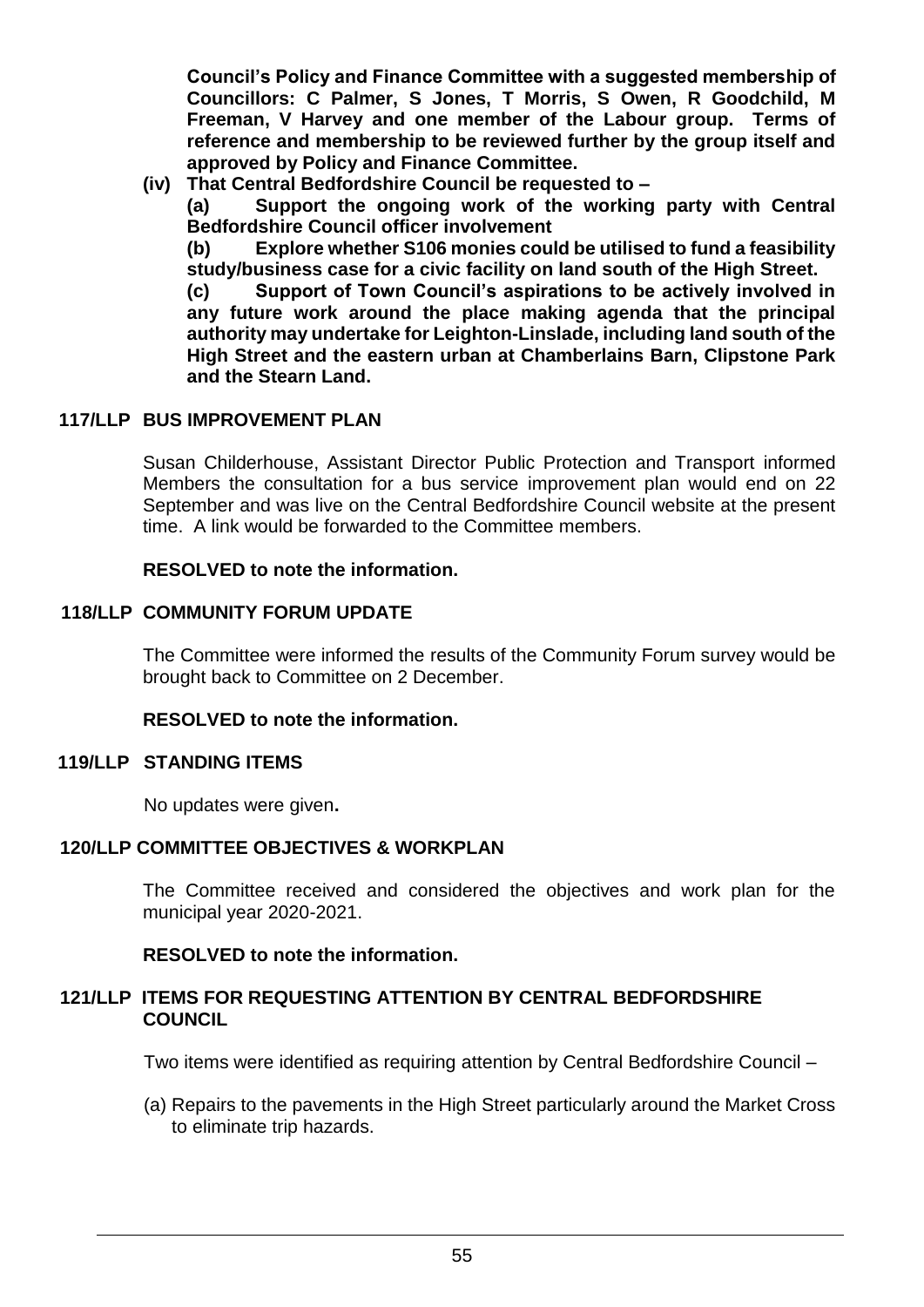**Council's Policy and Finance Committee with a suggested membership of Councillors: C Palmer, S Jones, T Morris, S Owen, R Goodchild, M Freeman, V Harvey and one member of the Labour group. Terms of reference and membership to be reviewed further by the group itself and approved by Policy and Finance Committee.**

**(iv) That Central Bedfordshire Council be requested to –**

**(a) Support the ongoing work of the working party with Central Bedfordshire Council officer involvement**

**(b) Explore whether S106 monies could be utilised to fund a feasibility study/business case for a civic facility on land south of the High Street.**

**(c) Support of Town Council's aspirations to be actively involved in any future work around the place making agenda that the principal authority may undertake for Leighton-Linslade, including land south of the High Street and the eastern urban at Chamberlains Barn, Clipstone Park and the Stearn Land.**

## 117/LLP BUS IMPROVEMENT PLAN

Susan Childerhouse, Assistant Director Public Protection and Transport informed Members the consultation for a bus service improvement plan would end on 22 September and was live on the Central Bedfordshire Council website at the present time. A link would be forwarded to the Committee members.

**RESOLVED to note the information.**

## 118/LLP COMMUNITY FORUM UPDATE

The Committee were informed the results of the Community Forum survey would be brought back to Committee on 2 December.

**RESOLVED to note the information.**

## 119/LLP STANDING ITEMS

No updates were given**.**

## 120/LLP COMMITTEE OBJECTIVES & WORKPLAN

The Committee received and considered the objectives and work plan for the municipal year 2020-2021.

**RESOLVED to note the information.**

## 121/LLP ITEMS FOR REQUESTING ATTENTION BY CENTRAL BEDFORDSHIRE COUNCIL

Two items were identified as requiring attention by Central Bedfordshire Council –

(a) Repairs to the pavements in the High Street particularly around the Market Cross to eliminate trip hazards.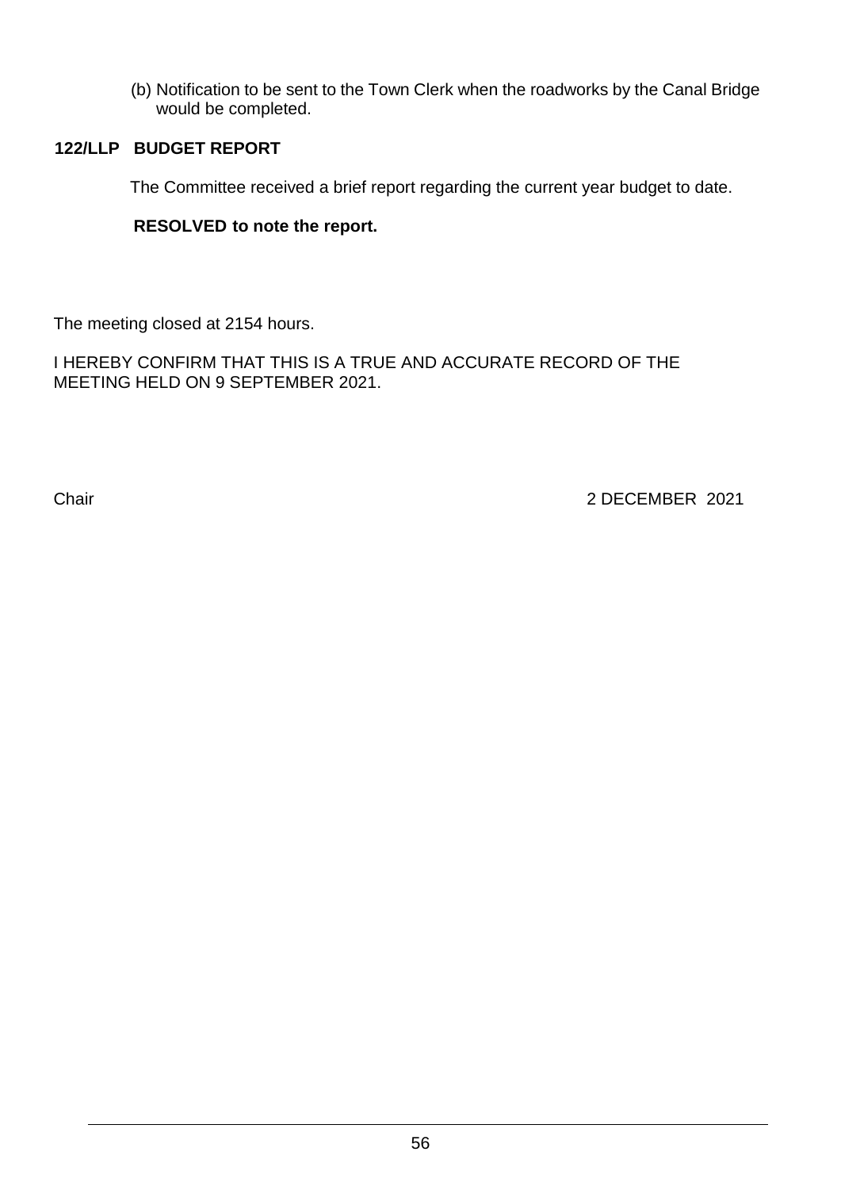(b) Notification to be sent to the Town Clerk when the roadworks by the Canal Bridge would be completed.

## 122/LLP BUDGET REPORT

The Committee received a brief report regarding the current year budget to date.

**RESOLVED to note the report.**

The meeting closed at 2154 hours.

I HEREBY CONFIRM THAT THIS IS A TRUE AND ACCURATE RECORD OF THE MEETING HELD ON 9 SEPTEMBER 2021.

Chair 2 DECEMBER 2021